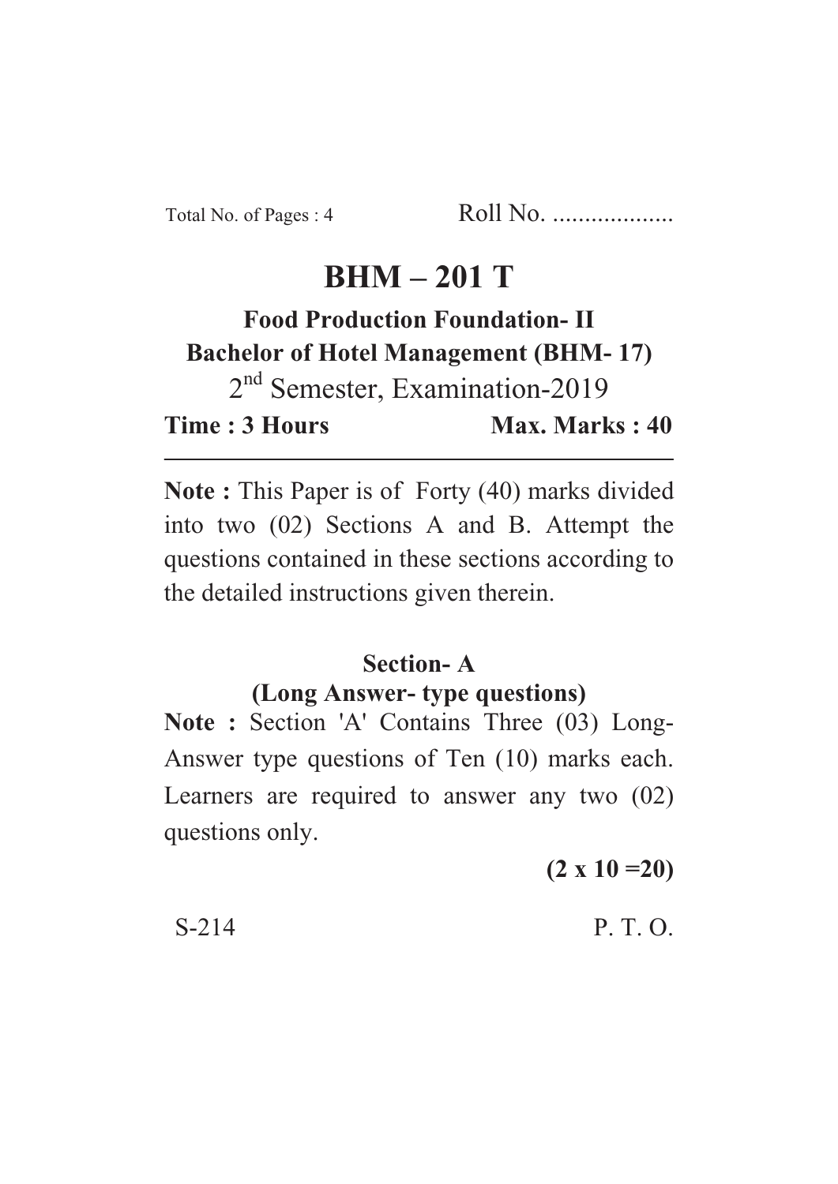Total No. of Pages : 4 Roll No. ...................

# BHM – 201 T

**Food Production Foundation- II**

**Bachelor of Hotel Management (BHM- 17)**

2nd Semester, Examination-2019

**Time : 3 Hours** **Max. Marks : 40**

---

**Note :** This Paper is of Forty (40) marks divided into two (02) Sections A and B. Attempt the questions contained in these sections according to the detailed instructions given therein.

## Section- A

### (Long Answer- type questions)

**Note :** Section 'A' Contains Three (03) Long-Answer type questions of Ten (10) marks each. Learners are required to answer any two (02) questions only.

**(2 x 10 =20)**

S-214 P. T. O.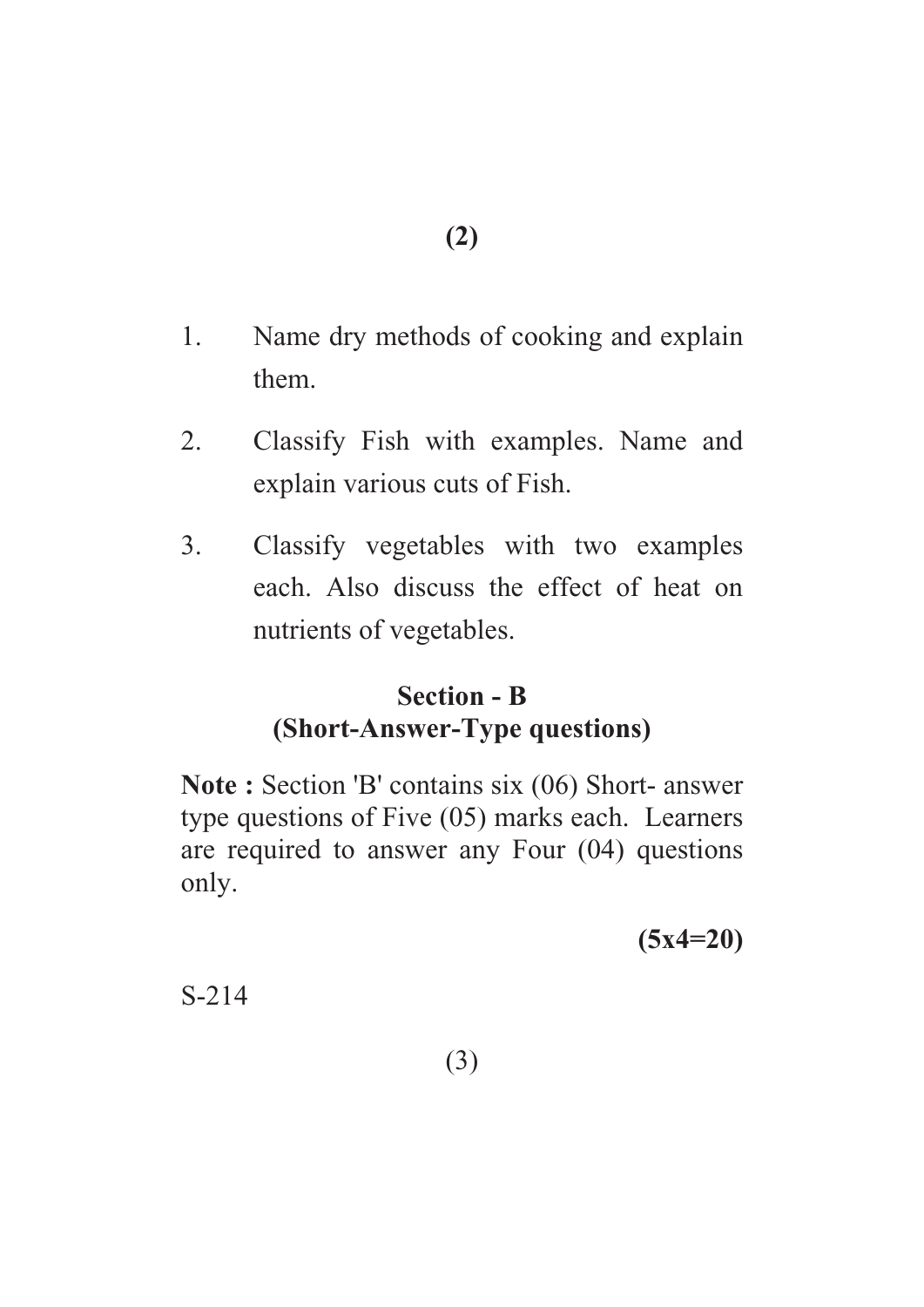1. Name dry methods of cooking and explain them.

2. Classify Fish with examples. Name and explain various cuts of Fish.

3. Classify vegetables with two examples each. Also discuss the effect of heat on nutrients of vegetables.

## Section - B
## (Short-Answer-Type questions)

**Note :** Section 'B' contains six (06) Short- answer type questions of Five (05) marks each. Learners are required to answer any Four (04) questions only.

**(5x4=20)**

S-214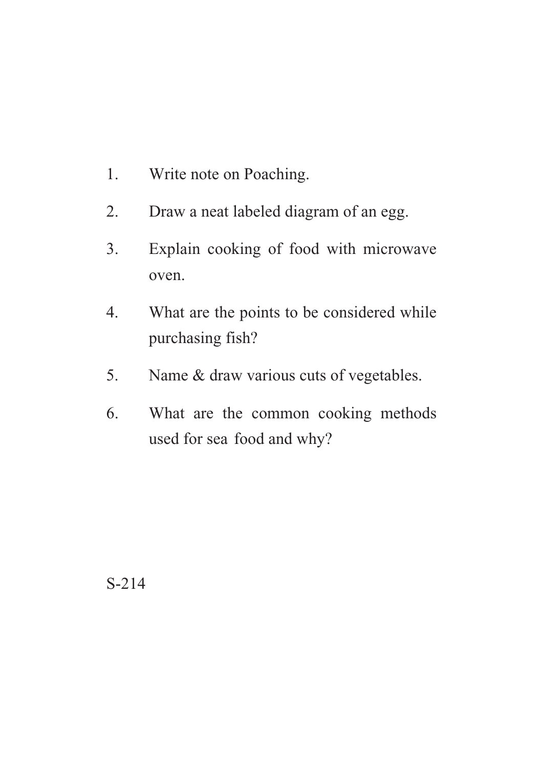1. Write note on Poaching.
2. Draw a neat labeled diagram of an egg.
3. Explain cooking of food with microwave oven.
4. What are the points to be considered while purchasing fish?
5. Name & draw various cuts of vegetables.
6. What are the common cooking methods used for sea food and why?

S-214